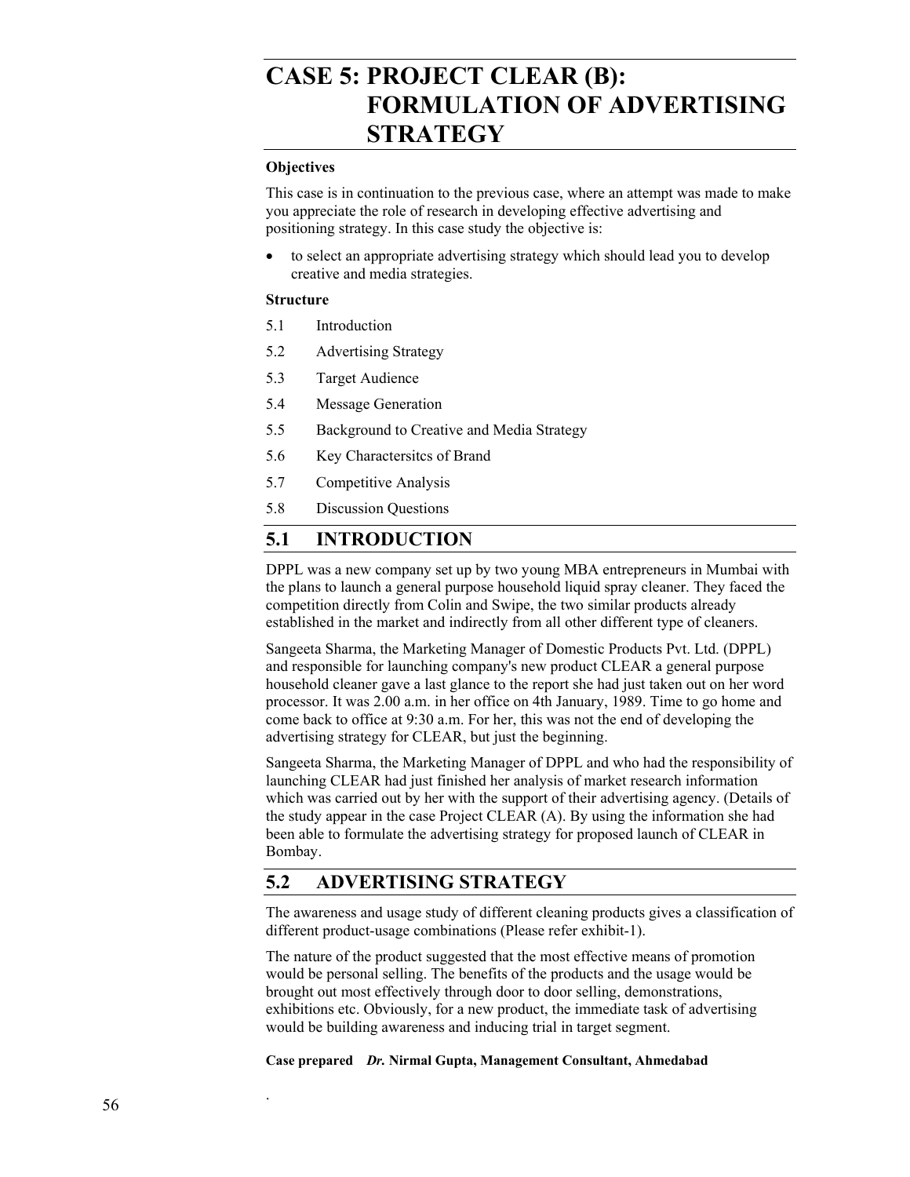# CASE 5: PROJECT CLEAR (B): FORMULATION OF ADVERTISING STRATEGY

**Objectives**

This case is in continuation to the previous case, where an attempt was made to make you appreciate the role of research in developing effective advertising and positioning strategy. In this case study the objective is:

- to select an appropriate advertising strategy which should lead you to develop creative and media strategies.

**Structure**

5.1 Introduction

5.2 Advertising Strategy

5.3 Target Audience

5.4 Message Generation

5.5 Background to Creative and Media Strategy

5.6 Key Charactersitcs of Brand

5.7 Competitive Analysis

5.8 Discussion Questions

## 5.1 INTRODUCTION

DPPL was a new company set up by two young MBA entrepreneurs in Mumbai with the plans to launch a general purpose household liquid spray cleaner. They faced the competition directly from Colin and Swipe, the two similar products already established in the market and indirectly from all other different type of cleaners.

Sangeeta Sharma, the Marketing Manager of Domestic Products Pvt. Ltd. (DPPL) and responsible for launching company's new product CLEAR a general purpose household cleaner gave a last glance to the report she had just taken out on her word processor. It was 2.00 a.m. in her office on 4th January, 1989. Time to go home and come back to office at 9:30 a.m. For her, this was not the end of developing the advertising strategy for CLEAR, but just the beginning.

Sangeeta Sharma, the Marketing Manager of DPPL and who had the responsibility of launching CLEAR had just finished her analysis of market research information which was carried out by her with the support of their advertising agency. (Details of the study appear in the case Project CLEAR (A). By using the information she had been able to formulate the advertising strategy for proposed launch of CLEAR in Bombay.

## 5.2 ADVERTISING STRATEGY

The awareness and usage study of different cleaning products gives a classification of different product-usage combinations (Please refer exhibit-1).

The nature of the product suggested that the most effective means of promotion would be personal selling. The benefits of the products and the usage would be brought out most effectively through door to door selling, demonstrations, exhibitions etc. Obviously, for a new product, the immediate task of advertising would be building awareness and inducing trial in target segment.

**Case prepared** ***Dr.*** **Nirmal Gupta, Management Consultant, Ahmedabad**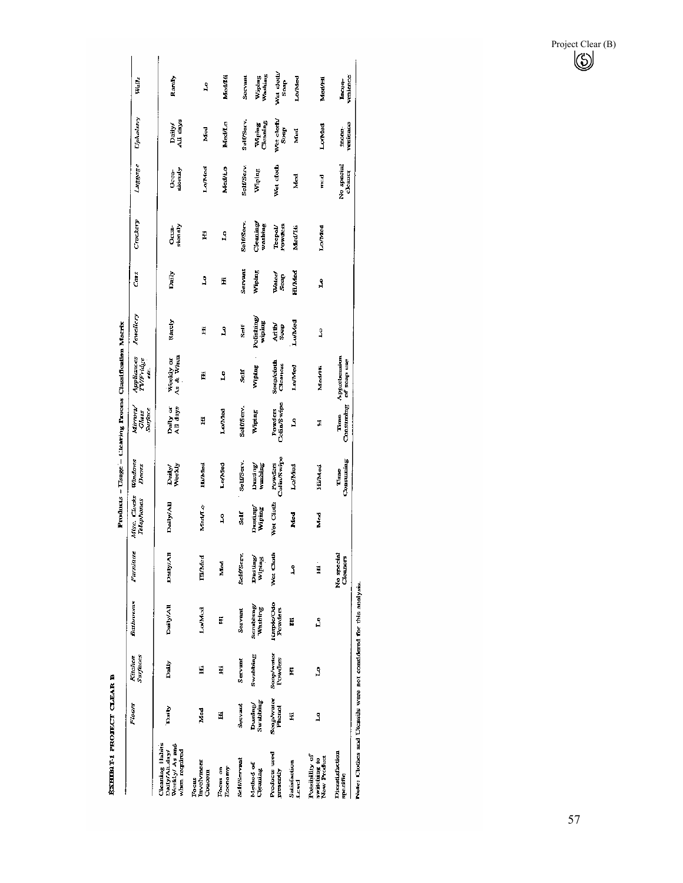**EXHIBIT-1 PROJECT CLEAR B**

**Products – Usage – Clearing Process Classification Matrix**

| | *Floors* | *Kitchen Surfaces* | *Bathrooms* | *Furniture* | *Misc. Clocks Telephones* | *Windows Doors* | *Mirrors/ Glass Surface* | *Appliances TV/Fridge etc.* | *Jewellery* | *Cars* | *Crockery* | *Luggage* | *Upholstery* | *Walls* |
|---|---|---|---|---|---|---|---|---|---|---|---|---|---|---|
| Cleaning Habits Daily/All days/ Weekly/ As and when required | Daily | Daily | Daily/All | Daily/All | Daily/All | Daily/ Weekly | Daily or All days | Weekly or As & When | Rarely | Daily | Occa-sionally | Occa-sionally | Daily/ All days | Rarely |
| Focus Involvement Concern | Med | Hi | Lo/Med | Hi/Med | Med/Lo | Hi/Med | Hi | Hi | Hi | Lo | Hi | Lo/Med | Med | Lo |
| Focus on Economy | Hi | Hi | Hi | Med | Lo | Lo/Med | Lo/Med | Lo | Lo | Hi | Lo | Med/Lo | Med/Lo | Med/Hi |
| Self/Servant | Servant | Servant | Servant | Self/Serv. | Self | Self/Serv. | Self/Serv. | Self | Self | Servant | Self/Serv. | Self/Serv. | Self/Serv. | Servant |
| Method of Cleaning | Dusting/ Swabbing | Swabbing | Scrubbing/ Washing | Dusting/ Wiping | Dusting/ Wiping | Dusting/ washing | Wiping | Wiping | Polishing/ wiping | Wiping | Cleaning/ washing | Wiping | Wiping Cleaning | Wiping Washing |
| Products used presently | Soap/water Phenol | Soap/water Powders | Harpic/Odo Powders | Wet Cloth | Wet Cloth | Powders Colin/Swipe | Powders Colin/Swipe | Soap/cloth Cleaners | Arith/ Soap | Water/ Soap | Teepol/ Powders | Wet cloth | Wet cloth/ Soap | Wet cloth/ Soap |
| Satisfaction Level | Hi | Hi | Hi | Lo | Med | Lo/Med | Lo | Lo/Med | Lo/Med | Hi/Med | Med/Hi | Med | Med | Lo/Med |
| Possibility of switching to New Product | Lo | Lo | Lo | Hi | Med | Hi/Med | Hi | Med/Hi | Lo | Lo | Lo/Med | med | Lo/Med | Med/Hi |
| Dissatisfaction specific | | | | No special Cleaners | | Time Consuming | Time Consuming | Apprehension of soap use | | | | No special cleaner | Incon-venience | Incon-venience |

**Note:** Clothes and Utensils were not considered for this analysis.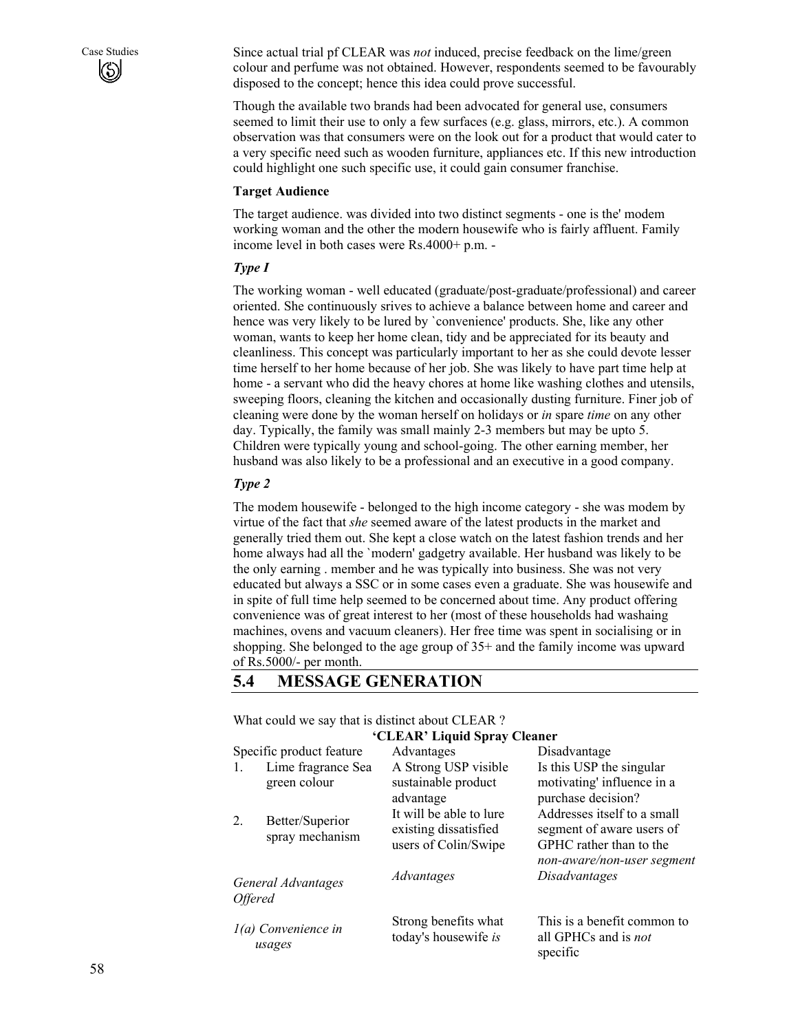Since actual trial pf CLEAR was *not* induced, precise feedback on the lime/green colour and perfume was not obtained. However, respondents seemed to be favourably disposed to the concept; hence this idea could prove successful.

Though the available two brands had been advocated for general use, consumers seemed to limit their use to only a few surfaces (e.g. glass, mirrors, etc.). A common observation was that consumers were on the look out for a product that would cater to a very specific need such as wooden furniture, appliances etc. If this new introduction could highlight one such specific use, it could gain consumer franchise.

**Target Audience**

The target audience. was divided into two distinct segments - one is the' modem working woman and the other the modern housewife who is fairly affluent. Family income level in both cases were Rs.4000+ p.m. -

***Type I***

The working woman - well educated (graduate/post-graduate/professional) and career oriented. She continuously srives to achieve a balance between home and career and hence was very likely to be lured by `convenience' products. She, like any other woman, wants to keep her home clean, tidy and be appreciated for its beauty and cleanliness. This concept was particularly important to her as she could devote lesser time herself to her home because of her job. She was likely to have part time help at home - a servant who did the heavy chores at home like washing clothes and utensils, sweeping floors, cleaning the kitchen and occasionally dusting furniture. Finer job of cleaning were done by the woman herself on holidays or *in* spare *time* on any other day. Typically, the family was small mainly 2-3 members but may be upto 5. Children were typically young and school-going. The other earning member, her husband was also likely to be a professional and an executive in a good company.

***Type 2***

The modem housewife - belonged to the high income category - she was modem by virtue of the fact that *she* seemed aware of the latest products in the market and generally tried them out. She kept a close watch on the latest fashion trends and her home always had all the `modern' gadgetry available. Her husband was likely to be the only earning . member and he was typically into business. She was not very educated but always a SSC or in some cases even a graduate. She was housewife and in spite of full time help seemed to be concerned about time. Any product offering convenience was of great interest to her (most of these households had washaing machines, ovens and vacuum cleaners). Her free time was spent in socialising or in shopping. She belonged to the age group of 35+ and the family income was upward of Rs.5000/- per month.

## 5.4 MESSAGE GENERATION

What could we say that is distinct about CLEAR ?

**'CLEAR' Liquid Spray Cleaner**

| Specific product feature | Advantages | Disadvantage |
|---|---|---|
| 1. Lime fragrance Sea green colour | A Strong USP visible sustainable product advantage | Is this USP the singular motivating' influence in a purchase decision? |
| 2. Better/Superior spray mechanism | It will be able to lure existing dissatisfied users of Colin/Swipe | Addresses itself to a small segment of aware users of GPHC rather than to the *non-aware/non-user segment* |
| *General Advantages Offered* | *Advantages* | *Disadvantages* |
| *1(a) Convenience in usages* | Strong benefits what today's housewife *is* | This is a benefit common to all GPHCs and is *not* specific |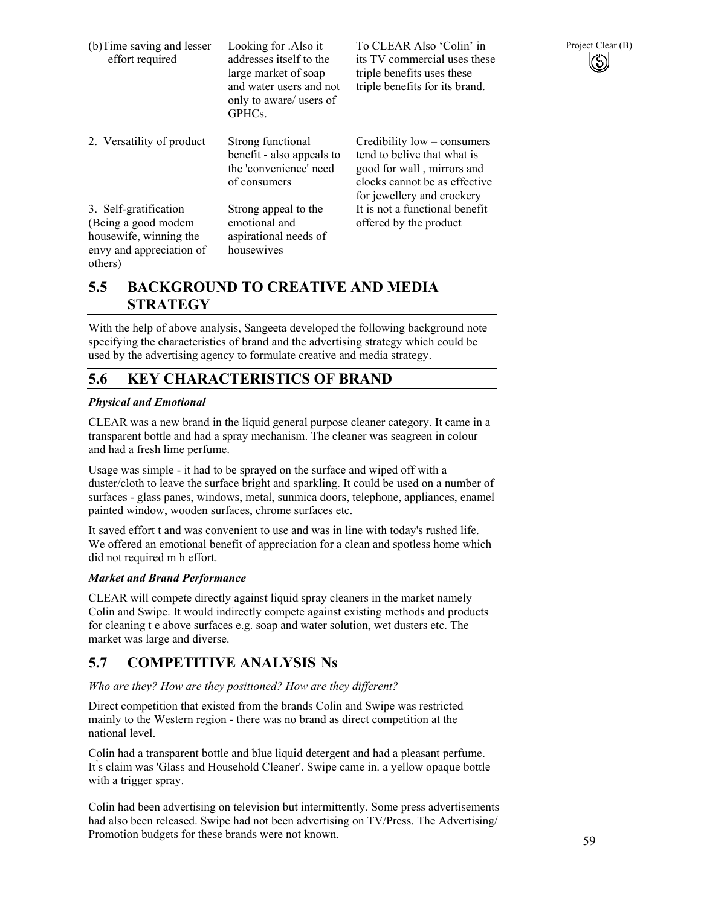| | | |
|---|---|---|
| (b)Time saving and lesser effort required | Looking for .Also it addresses itself to the large market of soap and water users and not only to aware/ users of GPHCs. | To CLEAR Also 'Colin' in its TV commercial uses these triple benefits uses these triple benefits for its brand. |
| 2. Versatility of product | Strong functional benefit - also appeals to the 'convenience' need of consumers | Credibility low – consumers tend to belive that what is good for wall , mirrors and clocks cannot be as effective for jewellery and crockery |
| 3. Self-gratification (Being a good modem housewife, winning the envy and appreciation of others) | Strong appeal to the emotional and aspirational needs of housewives | It is not a functional benefit offered by the product |

## 5.5 BACKGROUND TO CREATIVE AND MEDIA STRATEGY

With the help of above analysis, Sangeeta developed the following background note specifying the characteristics of brand and the advertising strategy which could be used by the advertising agency to formulate creative and media strategy.

## 5.6 KEY CHARACTERISTICS OF BRAND

***Physical and Emotional***

CLEAR was a new brand in the liquid general purpose cleaner category. It came in a transparent bottle and had a spray mechanism. The cleaner was seagreen in colour and had a fresh lime perfume.

Usage was simple - it had to be sprayed on the surface and wiped off with a duster/cloth to leave the surface bright and sparkling. It could be used on a number of surfaces - glass panes, windows, metal, sunmica doors, telephone, appliances, enamel painted window, wooden surfaces, chrome surfaces etc.

It saved effort t and was convenient to use and was in line with today's rushed life. We offered an emotional benefit of appreciation for a clean and spotless home which did not required m h effort.

***Market and Brand Performance***

CLEAR will compete directly against liquid spray cleaners in the market namely Colin and Swipe. It would indirectly compete against existing methods and products for cleaning t e above surfaces e.g. soap and water solution, wet dusters etc. The market was large and diverse.

## 5.7 COMPETITIVE ANALYSIS Ns

*Who are they? How are they positioned? How are they different?*

Direct competition that existed from the brands Colin and Swipe was restricted mainly to the Western region - there was no brand as direct competition at the national level.

Colin had a transparent bottle and blue liquid detergent and had a pleasant perfume. It's claim was 'Glass and Household Cleaner'. Swipe came in. a yellow opaque bottle with a trigger spray.

Colin had been advertising on television but intermittently. Some press advertisements had also been released. Swipe had not been advertising on TV/Press. The Advertising/ Promotion budgets for these brands were not known.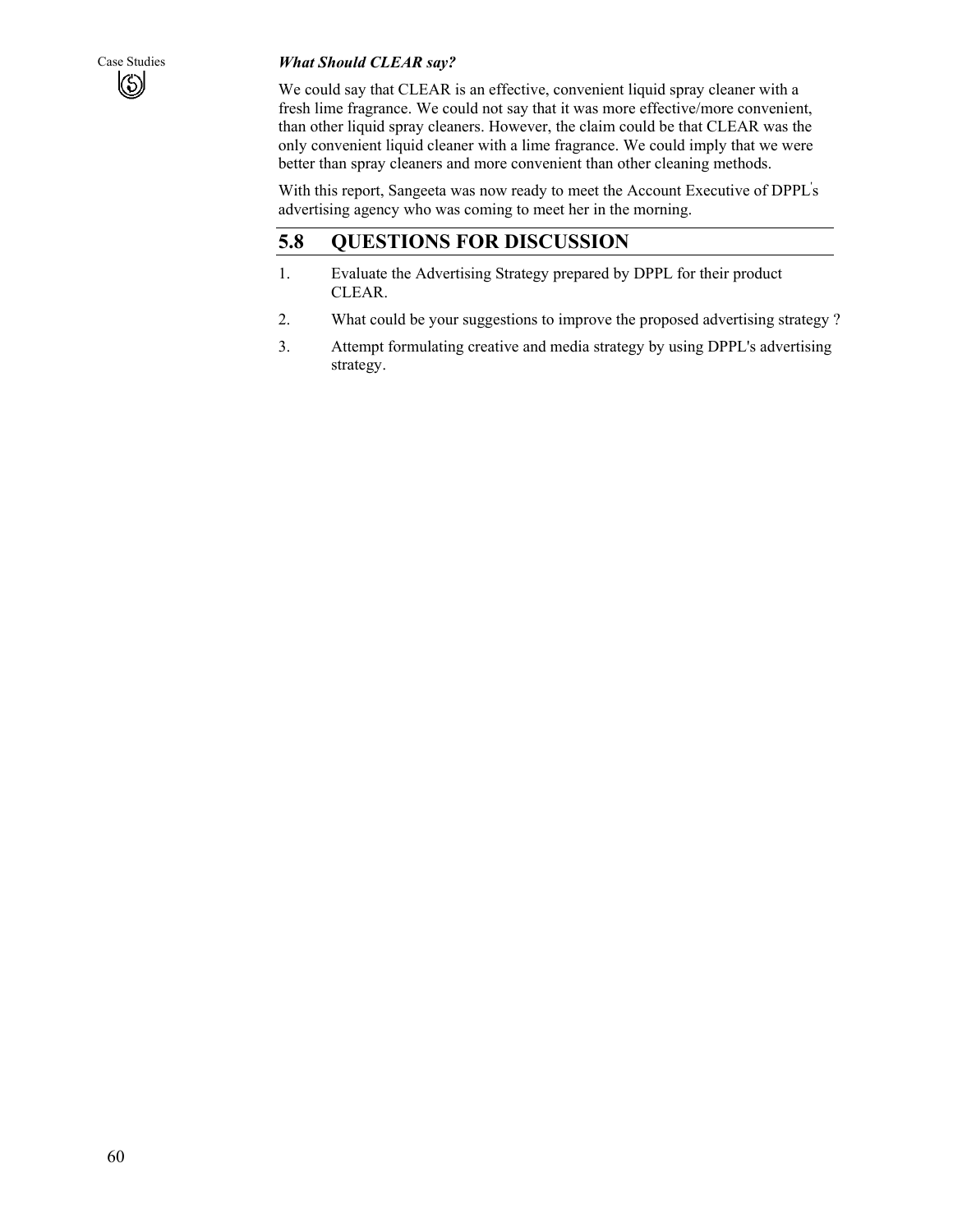***What Should CLEAR say?***

We could say that CLEAR is an effective, convenient liquid spray cleaner with a fresh lime fragrance. We could not say that it was more effective/more convenient, than other liquid spray cleaners. However, the claim could be that CLEAR was the only convenient liquid cleaner with a lime fragrance. We could imply that we were better than spray cleaners and more convenient than other cleaning methods.

With this report, Sangeeta was now ready to meet the Account Executive of DPPL's advertising agency who was coming to meet her in the morning.

## 5.8 QUESTIONS FOR DISCUSSION

1. Evaluate the Advertising Strategy prepared by DPPL for their product CLEAR.
2. What could be your suggestions to improve the proposed advertising strategy ?
3. Attempt formulating creative and media strategy by using DPPL's advertising strategy.